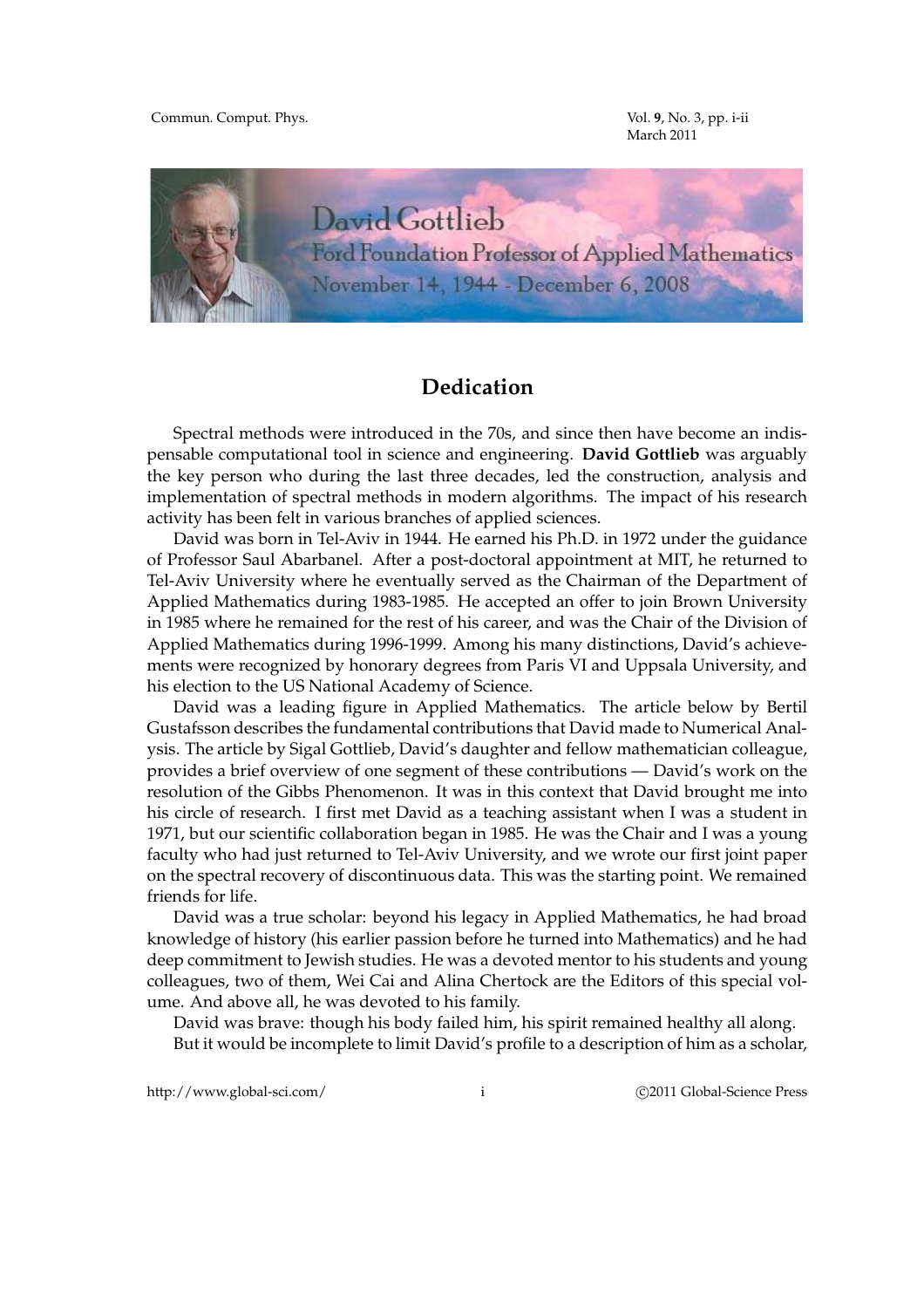David Gottlieb

Ford Foundation Professor of Applied Mathematics

November 14, 1944 - December 6, 2008

## Dedication

Spectral methods were introduced in the 70s, and since then have become an indispensable computational tool in science and engineering. **David Gottlieb** was arguably the key person who during the last three decades, led the construction, analysis and implementation of spectral methods in modern algorithms. The impact of his research activity has been felt in various branches of applied sciences.

David was born in Tel-Aviv in 1944. He earned his Ph.D. in 1972 under the guidance of Professor Saul Abarbanel. After a post-doctoral appointment at MIT, he returned to Tel-Aviv University where he eventually served as the Chairman of the Department of Applied Mathematics during 1983-1985. He accepted an offer to join Brown University in 1985 where he remained for the rest of his career, and was the Chair of the Division of Applied Mathematics during 1996-1999. Among his many distinctions, David's achievements were recognized by honorary degrees from Paris VI and Uppsala University, and his election to the US National Academy of Science.

David was a leading figure in Applied Mathematics. The article below by Bertil Gustafsson describes the fundamental contributions that David made to Numerical Analysis. The article by Sigal Gottlieb, David's daughter and fellow mathematician colleague, provides a brief overview of one segment of these contributions — David's work on the resolution of the Gibbs Phenomenon. It was in this context that David brought me into his circle of research. I first met David as a teaching assistant when I was a student in 1971, but our scientific collaboration began in 1985. He was the Chair and I was a young faculty who had just returned to Tel-Aviv University, and we wrote our first joint paper on the spectral recovery of discontinuous data. This was the starting point. We remained friends for life.

David was a true scholar: beyond his legacy in Applied Mathematics, he had broad knowledge of history (his earlier passion before he turned into Mathematics) and he had deep commitment to Jewish studies. He was a devoted mentor to his students and young colleagues, two of them, Wei Cai and Alina Chertock are the Editors of this special volume. And above all, he was devoted to his family.

David was brave: though his body failed him, his spirit remained healthy all along.

But it would be incomplete to limit David's profile to a description of him as a scholar,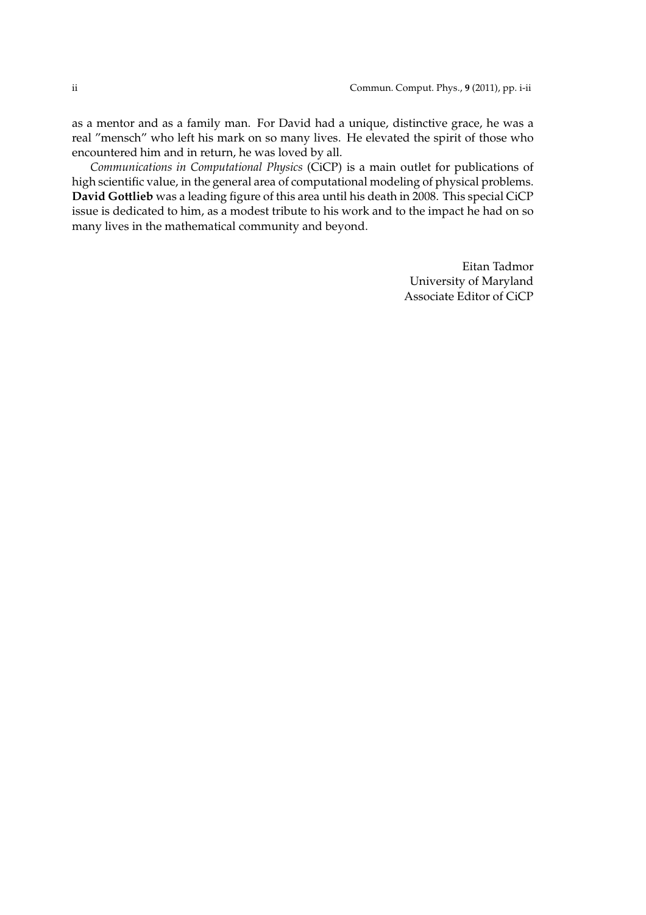as a mentor and as a family man. For David had a unique, distinctive grace, he was a real ”mensch” who left his mark on so many lives. He elevated the spirit of those who encountered him and in return, he was loved by all.

*Communications in Computational Physics* (CiCP) is a main outlet for publications of high scientific value, in the general area of computational modeling of physical problems. **David Gottlieb** was a leading figure of this area until his death in 2008. This special CiCP issue is dedicated to him, as a modest tribute to his work and to the impact he had on so many lives in the mathematical community and beyond.

Eitan Tadmor
University of Maryland
Associate Editor of CiCP